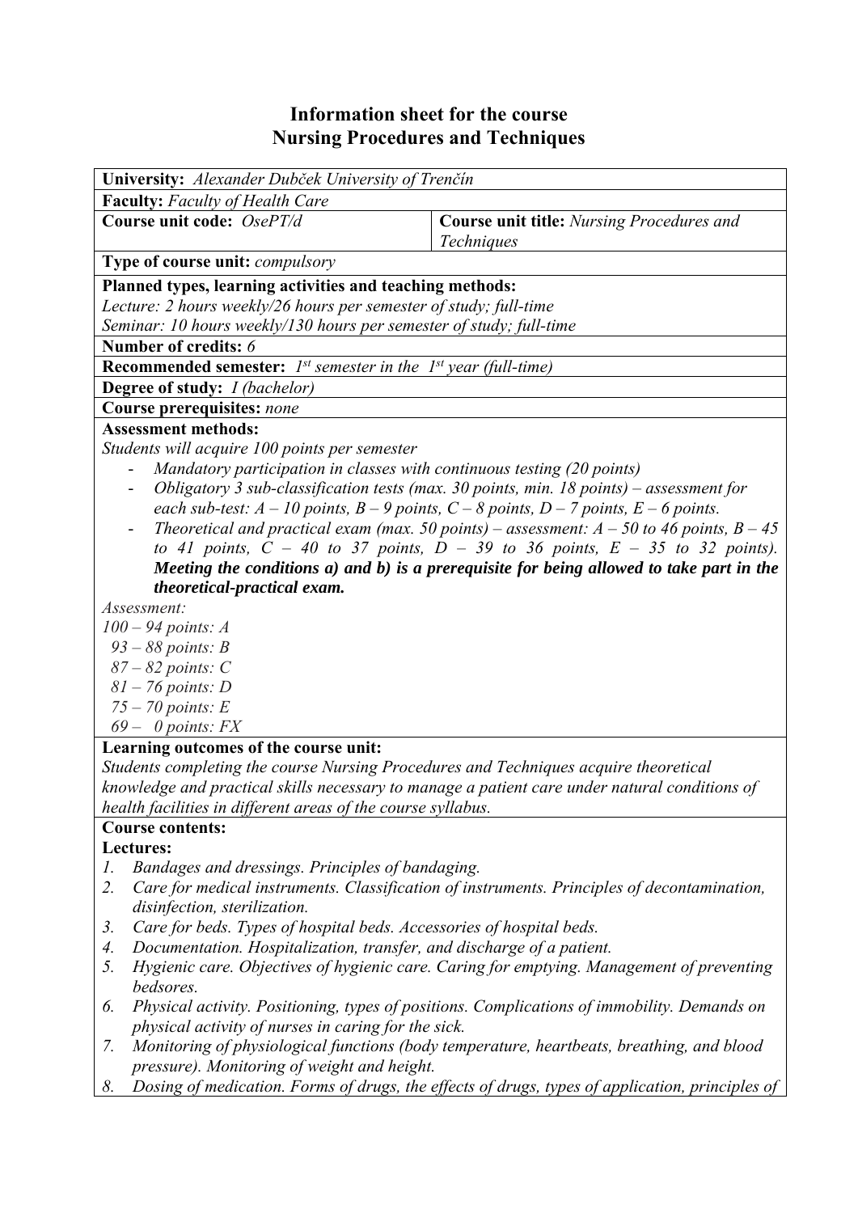# Information sheet for the course
# Nursing Procedures and Techniques

**University:** *Alexander Dubček University of Trenčín*

**Faculty:** *Faculty of Health Care*

| **Course unit code:** *OsePT/d* | **Course unit title:** *Nursing Procedures and Techniques* |
|---|---|

**Type of course unit:** *compulsory*

**Planned types, learning activities and teaching methods:**
*Lecture: 2 hours weekly/26 hours per semester of study; full-time*
*Seminar: 10 hours weekly/130 hours per semester of study; full-time*

**Number of credits:** *6*

**Recommended semester:** *1st semester in the 1st year (full-time)*

**Degree of study:** *I (bachelor)*

**Course prerequisites:** *none*

**Assessment methods:**
*Students will acquire 100 points per semester*

- *Mandatory participation in classes with continuous testing (20 points)*
- *Obligatory 3 sub-classification tests (max. 30 points, min. 18 points) – assessment for each sub-test: A – 10 points, B – 9 points, C – 8 points, D – 7 points, E – 6 points.*
- *Theoretical and practical exam (max. 50 points) – assessment: A – 50 to 46 points, B – 45 to 41 points, C – 40 to 37 points, D – 39 to 36 points, E – 35 to 32 points).* ***Meeting the conditions a) and b) is a prerequisite for being allowed to take part in the theoretical-practical exam.***

*Assessment:*
*100 – 94 points: A*
*93 – 88 points: B*
*87 – 82 points: C*
*81 – 76 points: D*
*75 – 70 points: E*
*69 – 0 points: FX*

**Learning outcomes of the course unit:**
*Students completing the course Nursing Procedures and Techniques acquire theoretical knowledge and practical skills necessary to manage a patient care under natural conditions of health facilities in different areas of the course syllabus.*

**Course contents:**

**Lectures:**

1. *Bandages and dressings. Principles of bandaging.*
2. *Care for medical instruments. Classification of instruments. Principles of decontamination, disinfection, sterilization.*
3. *Care for beds. Types of hospital beds. Accessories of hospital beds.*
4. *Documentation. Hospitalization, transfer, and discharge of a patient.*
5. *Hygienic care. Objectives of hygienic care. Caring for emptying. Management of preventing bedsores.*
6. *Physical activity. Positioning, types of positions. Complications of immobility. Demands on physical activity of nurses in caring for the sick.*
7. *Monitoring of physiological functions (body temperature, heartbeats, breathing, and blood pressure). Monitoring of weight and height.*
8. *Dosing of medication. Forms of drugs, the effects of drugs, types of application, principles of*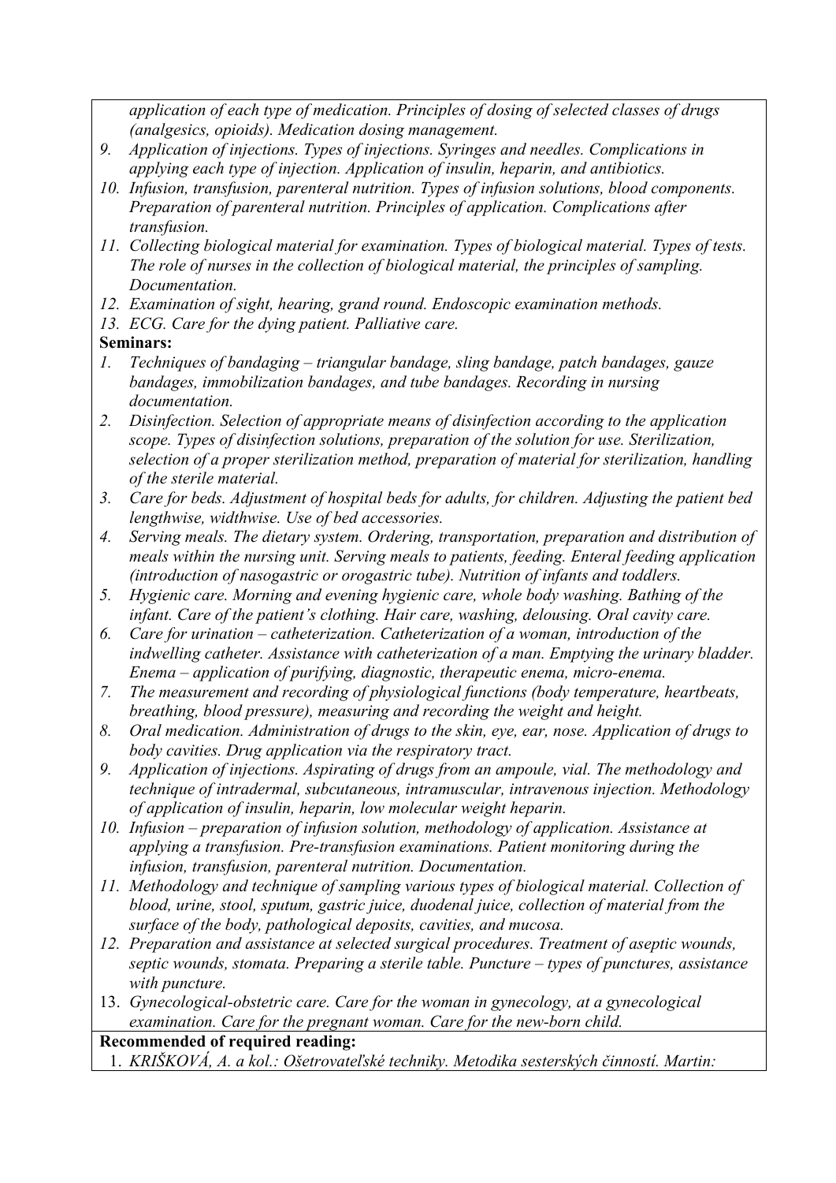*application of each type of medication. Principles of dosing of selected classes of drugs (analgesics, opioids). Medication dosing management.*

9. *Application of injections. Types of injections. Syringes and needles. Complications in applying each type of injection. Application of insulin, heparin, and antibiotics.*
10. *Infusion, transfusion, parenteral nutrition. Types of infusion solutions, blood components. Preparation of parenteral nutrition. Principles of application. Complications after transfusion.*
11. *Collecting biological material for examination. Types of biological material. Types of tests. The role of nurses in the collection of biological material, the principles of sampling. Documentation.*
12. *Examination of sight, hearing, grand round. Endoscopic examination methods.*
13. *ECG. Care for the dying patient. Palliative care.*

**Seminars:**

1. *Techniques of bandaging – triangular bandage, sling bandage, patch bandages, gauze bandages, immobilization bandages, and tube bandages. Recording in nursing documentation.*
2. *Disinfection. Selection of appropriate means of disinfection according to the application scope. Types of disinfection solutions, preparation of the solution for use. Sterilization, selection of a proper sterilization method, preparation of material for sterilization, handling of the sterile material.*
3. *Care for beds. Adjustment of hospital beds for adults, for children. Adjusting the patient bed lengthwise, widthwise. Use of bed accessories.*
4. *Serving meals. The dietary system. Ordering, transportation, preparation and distribution of meals within the nursing unit. Serving meals to patients, feeding. Enteral feeding application (introduction of nasogastric or orogastric tube). Nutrition of infants and toddlers.*
5. *Hygienic care. Morning and evening hygienic care, whole body washing. Bathing of the infant. Care of the patient's clothing. Hair care, washing, delousing. Oral cavity care.*
6. *Care for urination – catheterization. Catheterization of a woman, introduction of the indwelling catheter. Assistance with catheterization of a man. Emptying the urinary bladder. Enema – application of purifying, diagnostic, therapeutic enema, micro-enema.*
7. *The measurement and recording of physiological functions (body temperature, heartbeats, breathing, blood pressure), measuring and recording the weight and height.*
8. *Oral medication. Administration of drugs to the skin, eye, ear, nose. Application of drugs to body cavities. Drug application via the respiratory tract.*
9. *Application of injections. Aspirating of drugs from an ampoule, vial. The methodology and technique of intradermal, subcutaneous, intramuscular, intravenous injection. Methodology of application of insulin, heparin, low molecular weight heparin.*
10. *Infusion – preparation of infusion solution, methodology of application. Assistance at applying a transfusion. Pre-transfusion examinations. Patient monitoring during the infusion, transfusion, parenteral nutrition. Documentation.*
11. *Methodology and technique of sampling various types of biological material. Collection of blood, urine, stool, sputum, gastric juice, duodenal juice, collection of material from the surface of the body, pathological deposits, cavities, and mucosa.*
12. *Preparation and assistance at selected surgical procedures. Treatment of aseptic wounds, septic wounds, stomata. Preparing a sterile table. Puncture – types of punctures, assistance with puncture.*
13. *Gynecological-obstetric care. Care for the woman in gynecology, at a gynecological examination. Care for the pregnant woman. Care for the new-born child.*

**Recommended of required reading:**

1. *KRIŠKOVÁ, A. a kol.: Ošetrovateľské techniky. Metodika sesterských činností. Martin:*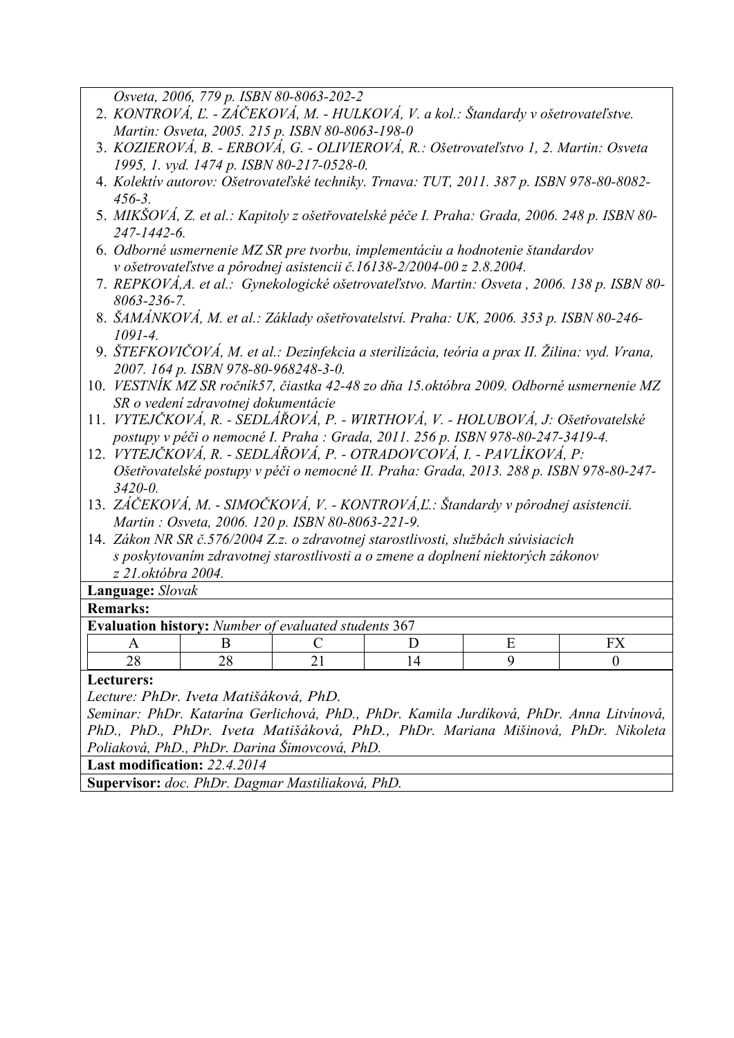*Osveta, 2006, 779 p. ISBN 80-8063-202-2*

2. *KONTROVÁ, Ľ. - ZÁČEKOVÁ, M. - HULKOVÁ, V. a kol.: Štandardy v ošetrovateľstve. Martin: Osveta, 2005. 215 p. ISBN 80-8063-198-0*
3. *KOZIEROVÁ, B. - ERBOVÁ, G. - OLIVIEROVÁ, R.: Ošetrovateľstvo 1, 2. Martin: Osveta 1995, 1. vyd. 1474 p. ISBN 80-217-0528-0.*
4. *Kolektív autorov: Ošetrovateľské techniky. Trnava: TUT, 2011. 387 p. ISBN 978-80-8082-456-3.*
5. *MIKŠOVÁ, Z. et al.: Kapitoly z ošetřovatelské péče I. Praha: Grada, 2006. 248 p. ISBN 80-247-1442-6.*
6. *Odborné usmernenie MZ SR pre tvorbu, implementáciu a hodnotenie štandardov v ošetrovateľstve a pôrodnej asistencii č.16138-2/2004-00 z 2.8.2004.*
7. *REPKOVÁ,A. et al.: Gynekologické ošetrovateľstvo. Martin: Osveta , 2006. 138 p. ISBN 80-8063-236-7.*
8. *ŠAMÁNKOVÁ, M. et al.: Základy ošetřovatelství. Praha: UK, 2006. 353 p. ISBN 80-246-1091-4.*
9. *ŠTEFKOVIČOVÁ, M. et al.: Dezinfekcia a sterilizácia, teória a prax II. Žilina: vyd. Vrana, 2007. 164 p. ISBN 978-80-968248-3-0.*
10. *VESTNÍK MZ SR ročník57, čiastka 42-48 zo dňa 15.októbra 2009. Odborné usmernenie MZ SR o vedení zdravotnej dokumentácie*
11. *VYTEJČKOVÁ, R. - SEDLÁŘOVÁ, P. - WIRTHOVÁ, V. - HOLUBOVÁ, J: Ošetřovatelské postupy v péči o nemocné I. Praha : Grada, 2011. 256 p. ISBN 978-80-247-3419-4.*
12. *VYTEJČKOVÁ, R. - SEDLÁŘOVÁ, P. - OTRADOVCOVÁ, I. - PAVLÍKOVÁ, P: Ošetřovatelské postupy v péči o nemocné II. Praha: Grada, 2013. 288 p. ISBN 978-80-247-3420-0.*
13. *ZÁČEKOVÁ, M. - SIMOČKOVÁ, V. - KONTROVÁ,Ľ.: Štandardy v pôrodnej asistencii. Martin : Osveta, 2006. 120 p. ISBN 80-8063-221-9.*
14. *Zákon NR SR č.576/2004 Z.z. o zdravotnej starostlivosti, službách súvisiacich s poskytovaním zdravotnej starostlivosti a o zmene a doplnení niektorých zákonov z 21.októbra 2004.*

**Language:** *Slovak*

**Remarks:**

**Evaluation history:** *Number of evaluated students* 367

| A | B | C | D | E | FX |
|---|---|---|---|---|---|
| 28 | 28 | 21 | 14 | 9 | 0 |

**Lecturers:**

*Lecture: PhDr. Iveta Matišáková, PhD.*

*Seminar: PhDr. Katarína Gerlichová, PhD., PhDr. Kamila Jurdíková, PhDr. Anna Litvínová, PhD., PhD., PhDr. Iveta Matišáková, PhD., PhDr. Mariana Mišinová, PhDr. Nikoleta Poliaková, PhD., PhDr. Darina Šimovcová, PhD.*

**Last modification:** *22.4.2014*

**Supervisor:** *doc. PhDr. Dagmar Mastiliaková, PhD.*